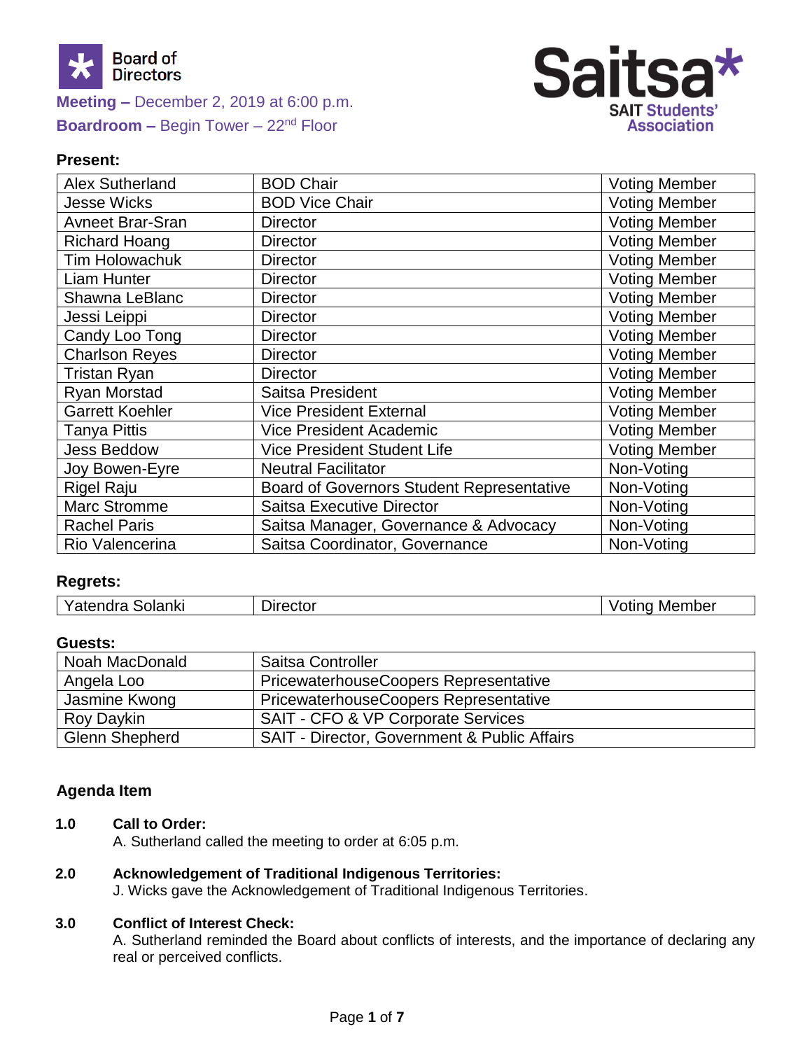**Board of Directors**

**Meeting –** December 2, 2019 at 6:00 p.m.
**Boardroom –** Begin Tower – 22nd Floor

**Saitsa**
SAIT Students' Association

**Present:**

| | | |
|---|---|---|
| Alex Sutherland | BOD Chair | Voting Member |
| Jesse Wicks | BOD Vice Chair | Voting Member |
| Avneet Brar-Sran | Director | Voting Member |
| Richard Hoang | Director | Voting Member |
| Tim Holowachuk | Director | Voting Member |
| Liam Hunter | Director | Voting Member |
| Shawna LeBlanc | Director | Voting Member |
| Jessi Leippi | Director | Voting Member |
| Candy Loo Tong | Director | Voting Member |
| Charlson Reyes | Director | Voting Member |
| Tristan Ryan | Director | Voting Member |
| Ryan Morstad | Saitsa President | Voting Member |
| Garrett Koehler | Vice President External | Voting Member |
| Tanya Pittis | Vice President Academic | Voting Member |
| Jess Beddow | Vice President Student Life | Voting Member |
| Joy Bowen-Eyre | Neutral Facilitator | Non-Voting |
| Rigel Raju | Board of Governors Student Representative | Non-Voting |
| Marc Stromme | Saitsa Executive Director | Non-Voting |
| Rachel Paris | Saitsa Manager, Governance & Advocacy | Non-Voting |
| Rio Valencerina | Saitsa Coordinator, Governance | Non-Voting |

**Regrets:**

| | | |
|---|---|---|
| Yatendra Solanki | Director | Voting Member |

**Guests:**

| | |
|---|---|
| Noah MacDonald | Saitsa Controller |
| Angela Loo | PricewaterhouseCoopers Representative |
| Jasmine Kwong | PricewaterhouseCoopers Representative |
| Roy Daykin | SAIT - CFO & VP Corporate Services |
| Glenn Shepherd | SAIT - Director, Government & Public Affairs |

## Agenda Item

**1.0 Call to Order:**
A. Sutherland called the meeting to order at 6:05 p.m.

**2.0 Acknowledgement of Traditional Indigenous Territories:**
J. Wicks gave the Acknowledgement of Traditional Indigenous Territories.

**3.0 Conflict of Interest Check:**
A. Sutherland reminded the Board about conflicts of interests, and the importance of declaring any real or perceived conflicts.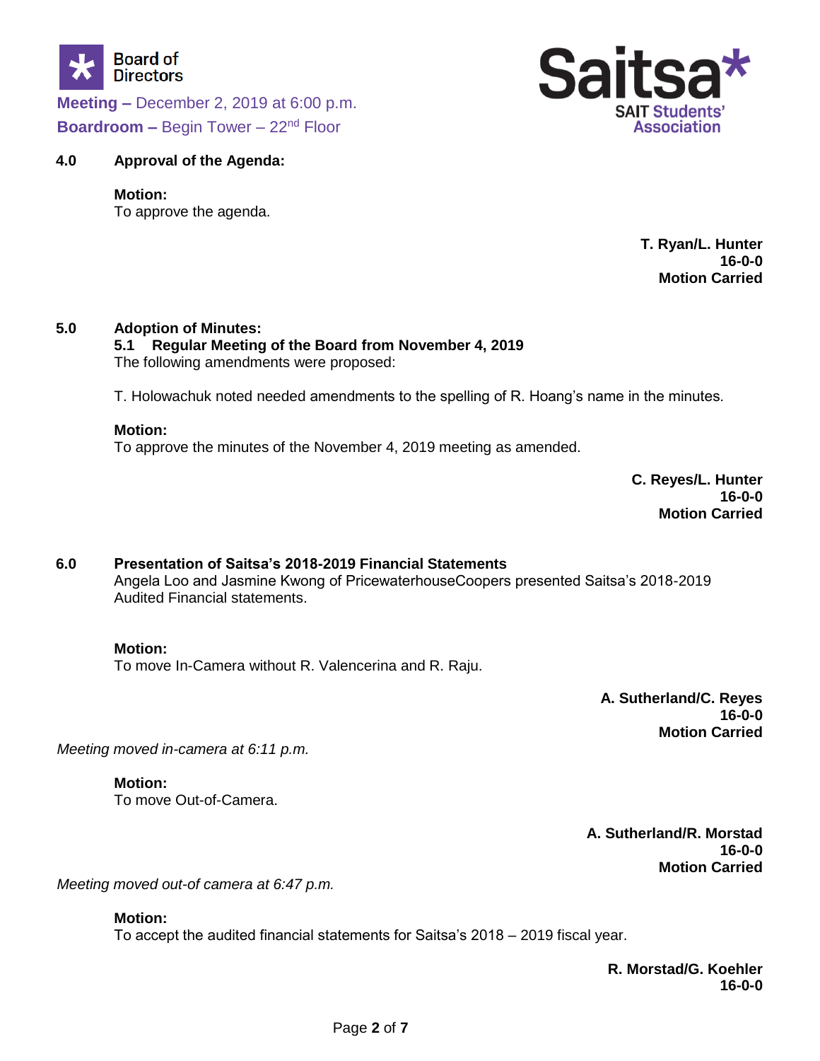**Meeting –** December 2, 2019 at 6:00 p.m.
**Boardroom –** Begin Tower – 22nd Floor

## 4.0 Approval of the Agenda:

**Motion:**
To approve the agenda.

**T. Ryan/L. Hunter**
**16-0-0**
**Motion Carried**

## 5.0 Adoption of Minutes:

### 5.1 Regular Meeting of the Board from November 4, 2019

The following amendments were proposed:

T. Holowachuk noted needed amendments to the spelling of R. Hoang's name in the minutes.

**Motion:**
To approve the minutes of the November 4, 2019 meeting as amended.

**C. Reyes/L. Hunter**
**16-0-0**
**Motion Carried**

## 6.0 Presentation of Saitsa's 2018-2019 Financial Statements

Angela Loo and Jasmine Kwong of PricewaterhouseCoopers presented Saitsa's 2018-2019 Audited Financial statements.

**Motion:**
To move In-Camera without R. Valencerina and R. Raju.

**A. Sutherland/C. Reyes**
**16-0-0**
**Motion Carried**

*Meeting moved in-camera at 6:11 p.m.*

**Motion:**
To move Out-of-Camera.

**A. Sutherland/R. Morstad**
**16-0-0**
**Motion Carried**

*Meeting moved out-of camera at 6:47 p.m.*

**Motion:**
To accept the audited financial statements for Saitsa's 2018 – 2019 fiscal year.

**R. Morstad/G. Koehler**
**16-0-0**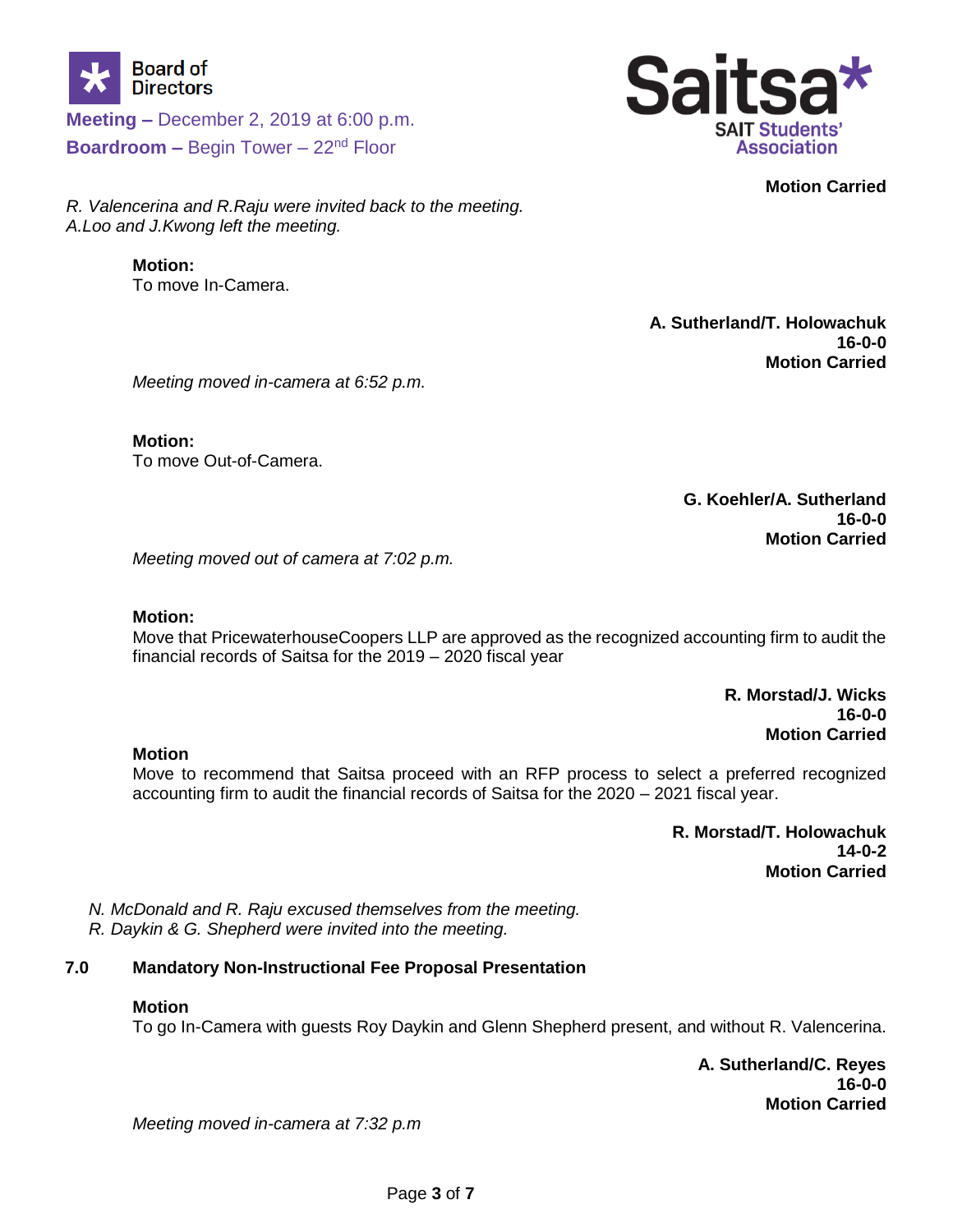**Motion Carried**

*R. Valencerina and R.Raju were invited back to the meeting.*
*A.Loo and J.Kwong left the meeting.*

**Motion:**
To move In-Camera.

**A. Sutherland/T. Holowachuk**
**16-0-0**
**Motion Carried**

*Meeting moved in-camera at 6:52 p.m.*

**Motion:**
To move Out-of-Camera.

**G. Koehler/A. Sutherland**
**16-0-0**
**Motion Carried**

*Meeting moved out of camera at 7:02 p.m.*

**Motion:**
Move that PricewaterhouseCoopers LLP are approved as the recognized accounting firm to audit the financial records of Saitsa for the 2019 – 2020 fiscal year

**R. Morstad/J. Wicks**
**16-0-0**
**Motion Carried**

**Motion**
Move to recommend that Saitsa proceed with an RFP process to select a preferred recognized accounting firm to audit the financial records of Saitsa for the 2020 – 2021 fiscal year.

**R. Morstad/T. Holowachuk**
**14-0-2**
**Motion Carried**

*N. McDonald and R. Raju excused themselves from the meeting.*
*R. Daykin & G. Shepherd were invited into the meeting.*

## 7.0 Mandatory Non-Instructional Fee Proposal Presentation

**Motion**
To go In-Camera with guests Roy Daykin and Glenn Shepherd present, and without R. Valencerina.

**A. Sutherland/C. Reyes**
**16-0-0**
**Motion Carried**

*Meeting moved in-camera at 7:32 p.m*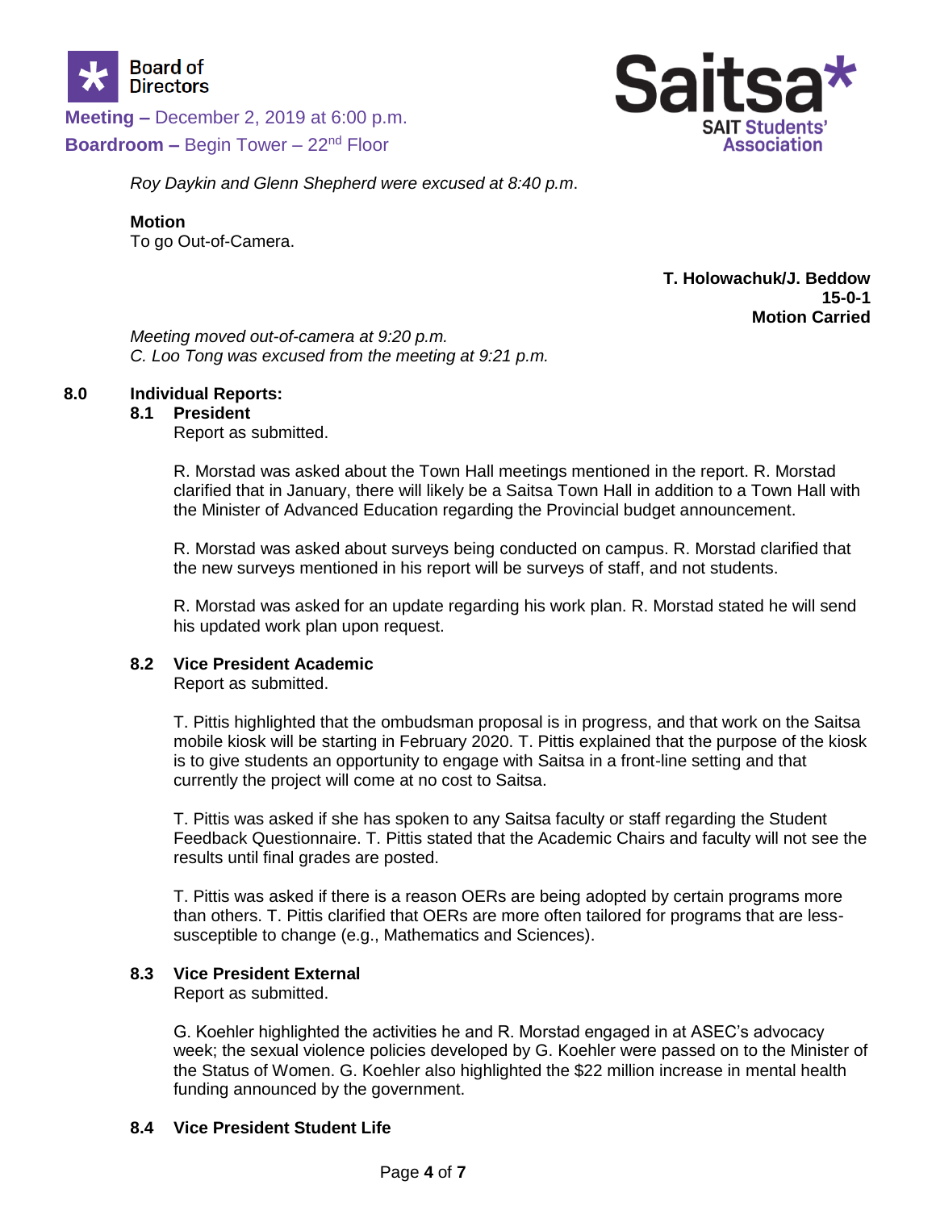*Roy Daykin and Glenn Shepherd were excused at 8:40 p.m.*

**Motion**
To go Out-of-Camera.

**T. Holowachuk/J. Beddow**
**15-0-1**
**Motion Carried**

*Meeting moved out-of-camera at 9:20 p.m.*
*C. Loo Tong was excused from the meeting at 9:21 p.m.*

## 8.0 Individual Reports:

### 8.1 President

Report as submitted.

R. Morstad was asked about the Town Hall meetings mentioned in the report. R. Morstad clarified that in January, there will likely be a Saitsa Town Hall in addition to a Town Hall with the Minister of Advanced Education regarding the Provincial budget announcement.

R. Morstad was asked about surveys being conducted on campus. R. Morstad clarified that the new surveys mentioned in his report will be surveys of staff, and not students.

R. Morstad was asked for an update regarding his work plan. R. Morstad stated he will send his updated work plan upon request.

### 8.2 Vice President Academic

Report as submitted.

T. Pittis highlighted that the ombudsman proposal is in progress, and that work on the Saitsa mobile kiosk will be starting in February 2020. T. Pittis explained that the purpose of the kiosk is to give students an opportunity to engage with Saitsa in a front-line setting and that currently the project will come at no cost to Saitsa.

T. Pittis was asked if she has spoken to any Saitsa faculty or staff regarding the Student Feedback Questionnaire. T. Pittis stated that the Academic Chairs and faculty will not see the results until final grades are posted.

T. Pittis was asked if there is a reason OERs are being adopted by certain programs more than others. T. Pittis clarified that OERs are more often tailored for programs that are less-susceptible to change (e.g., Mathematics and Sciences).

### 8.3 Vice President External

Report as submitted.

G. Koehler highlighted the activities he and R. Morstad engaged in at ASEC's advocacy week; the sexual violence policies developed by G. Koehler were passed on to the Minister of the Status of Women. G. Koehler also highlighted the $22 million increase in mental health funding announced by the government.

### 8.4 Vice President Student Life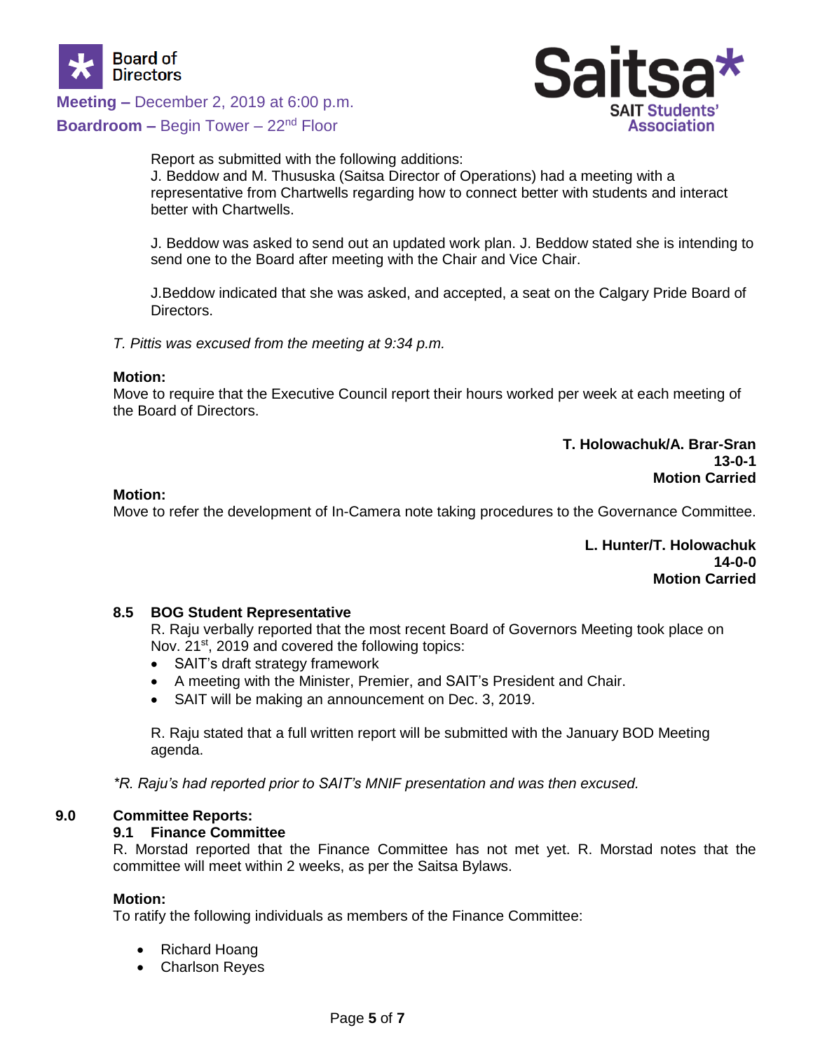Report as submitted with the following additions:
J. Beddow and M. Thususka (Saitsa Director of Operations) had a meeting with a representative from Chartwells regarding how to connect better with students and interact better with Chartwells.

J. Beddow was asked to send out an updated work plan. J. Beddow stated she is intending to send one to the Board after meeting with the Chair and Vice Chair.

J.Beddow indicated that she was asked, and accepted, a seat on the Calgary Pride Board of Directors.

*T. Pittis was excused from the meeting at 9:34 p.m.*

**Motion:**
Move to require that the Executive Council report their hours worked per week at each meeting of the Board of Directors.

**T. Holowachuk/A. Brar-Sran**
**13-0-1**
**Motion Carried**

**Motion:**
Move to refer the development of In-Camera note taking procedures to the Governance Committee.

**L. Hunter/T. Holowachuk**
**14-0-0**
**Motion Carried**

### 8.5 BOG Student Representative

R. Raju verbally reported that the most recent Board of Governors Meeting took place on Nov. 21st, 2019 and covered the following topics:

- SAIT's draft strategy framework
- A meeting with the Minister, Premier, and SAIT's President and Chair.
- SAIT will be making an announcement on Dec. 3, 2019.

R. Raju stated that a full written report will be submitted with the January BOD Meeting agenda.

*\*R. Raju's had reported prior to SAIT's MNIF presentation and was then excused.*

## 9.0 Committee Reports:

### 9.1 Finance Committee

R. Morstad reported that the Finance Committee has not met yet. R. Morstad notes that the committee will meet within 2 weeks, as per the Saitsa Bylaws.

**Motion:**
To ratify the following individuals as members of the Finance Committee:

- Richard Hoang
- Charlson Reyes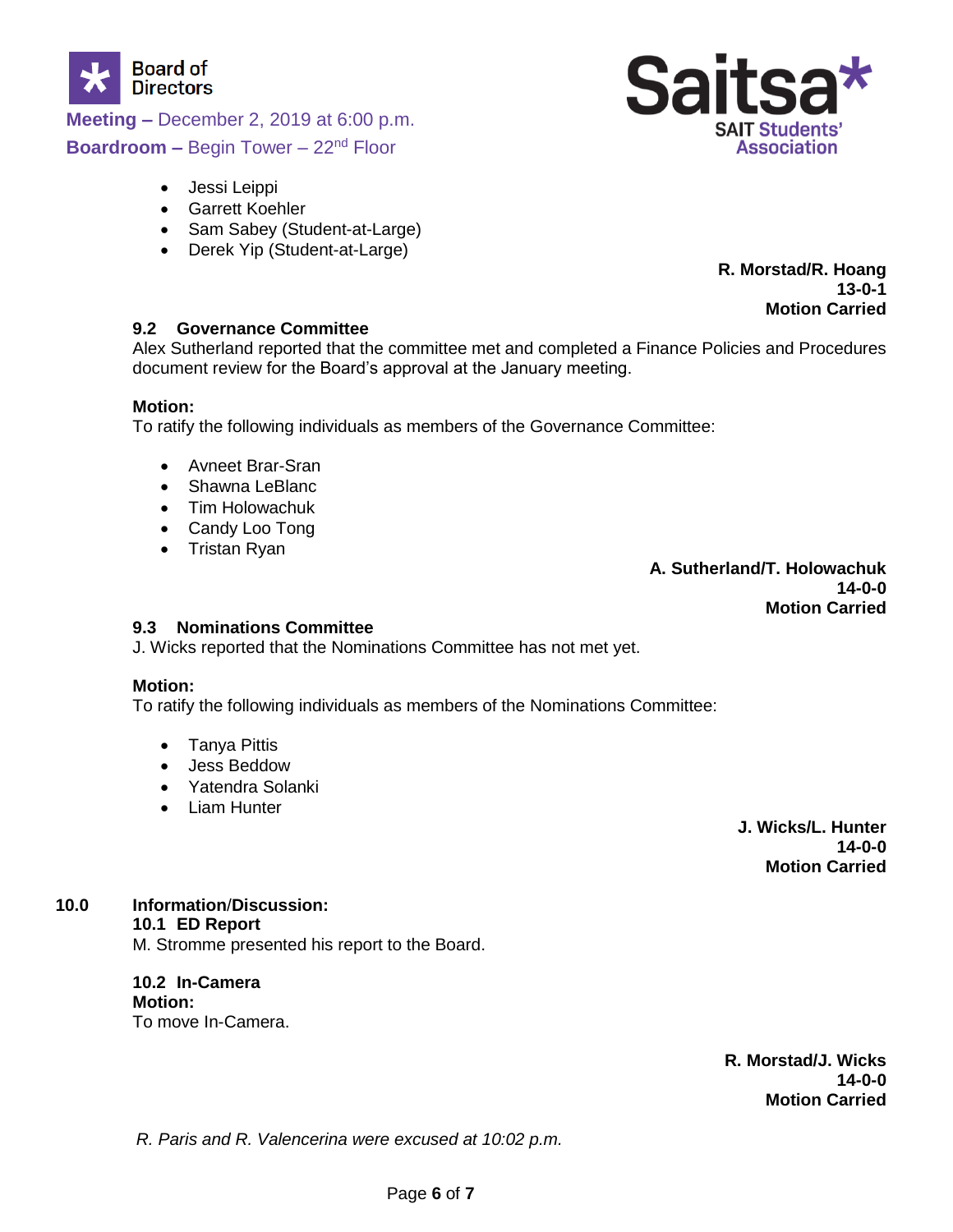- Jessi Leippi
- Garrett Koehler
- Sam Sabey (Student-at-Large)
- Derek Yip (Student-at-Large)

**R. Morstad/R. Hoang**
**13-0-1**
**Motion Carried**

### 9.2 Governance Committee

Alex Sutherland reported that the committee met and completed a Finance Policies and Procedures document review for the Board's approval at the January meeting.

**Motion:**
To ratify the following individuals as members of the Governance Committee:

- Avneet Brar-Sran
- Shawna LeBlanc
- Tim Holowachuk
- Candy Loo Tong
- Tristan Ryan

**A. Sutherland/T. Holowachuk**
**14-0-0**
**Motion Carried**

### 9.3 Nominations Committee

J. Wicks reported that the Nominations Committee has not met yet.

**Motion:**
To ratify the following individuals as members of the Nominations Committee:

- Tanya Pittis
- Jess Beddow
- Yatendra Solanki
- Liam Hunter

**J. Wicks/L. Hunter**
**14-0-0**
**Motion Carried**

## 10.0 Information/Discussion:

### 10.1 ED Report

M. Stromme presented his report to the Board.

### 10.2 In-Camera

**Motion:**
To move In-Camera.

**R. Morstad/J. Wicks**
**14-0-0**
**Motion Carried**

*R. Paris and R. Valencerina were excused at 10:02 p.m.*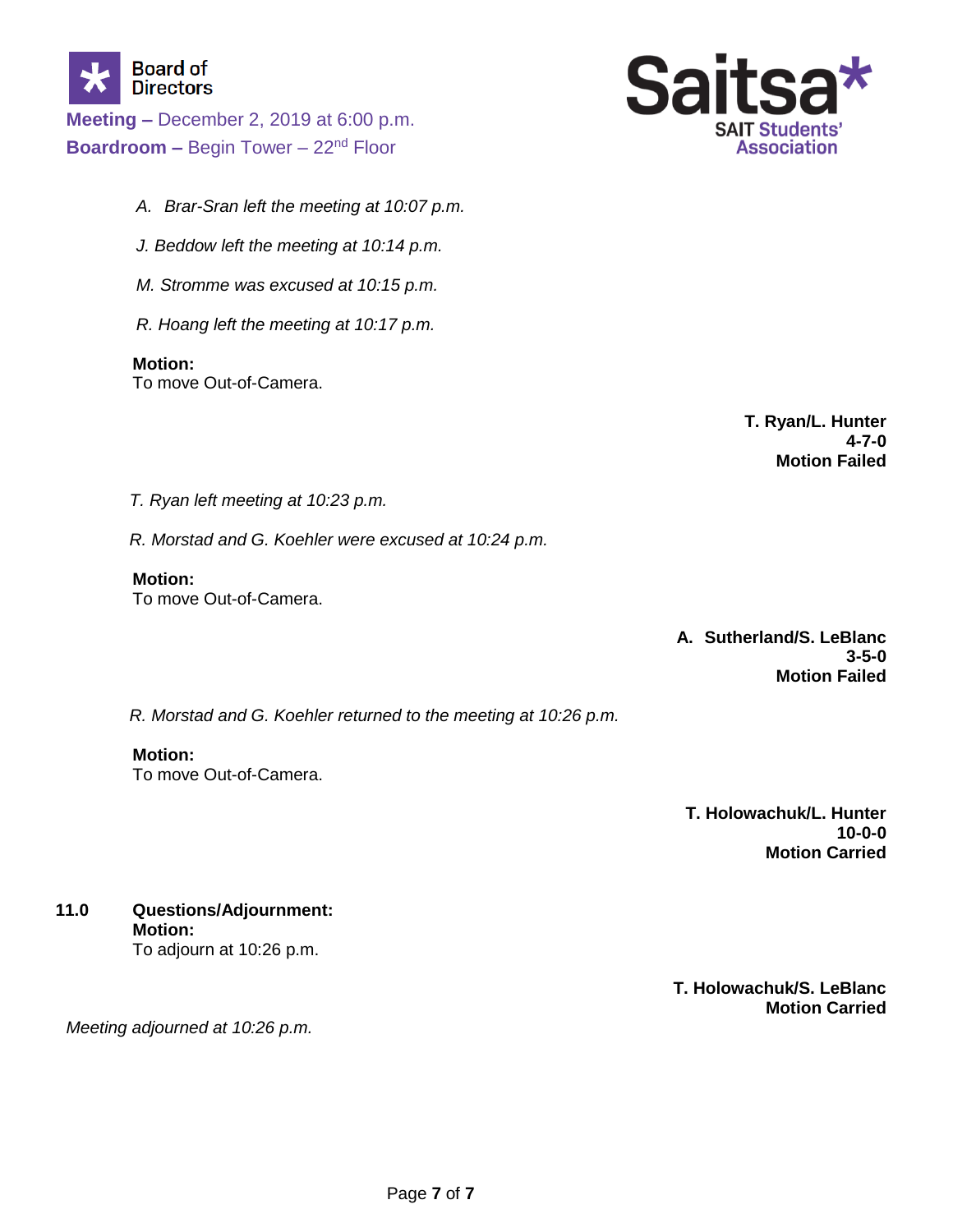*A. Brar-Sran left the meeting at 10:07 p.m.*

*J. Beddow left the meeting at 10:14 p.m.*

*M. Stromme was excused at 10:15 p.m.*

*R. Hoang left the meeting at 10:17 p.m.*

**Motion:**
To move Out-of-Camera.

**T. Ryan/L. Hunter**
**4-7-0**
**Motion Failed**

*T. Ryan left meeting at 10:23 p.m.*

*R. Morstad and G. Koehler were excused at 10:24 p.m.*

**Motion:**
To move Out-of-Camera.

**A. Sutherland/S. LeBlanc**
**3-5-0**
**Motion Failed**

*R. Morstad and G. Koehler returned to the meeting at 10:26 p.m.*

**Motion:**
To move Out-of-Camera.

**T. Holowachuk/L. Hunter**
**10-0-0**
**Motion Carried**

## 11.0 Questions/Adjournment:

**Motion:**
To adjourn at 10:26 p.m.

**T. Holowachuk/S. LeBlanc**
**Motion Carried**

*Meeting adjourned at 10:26 p.m.*